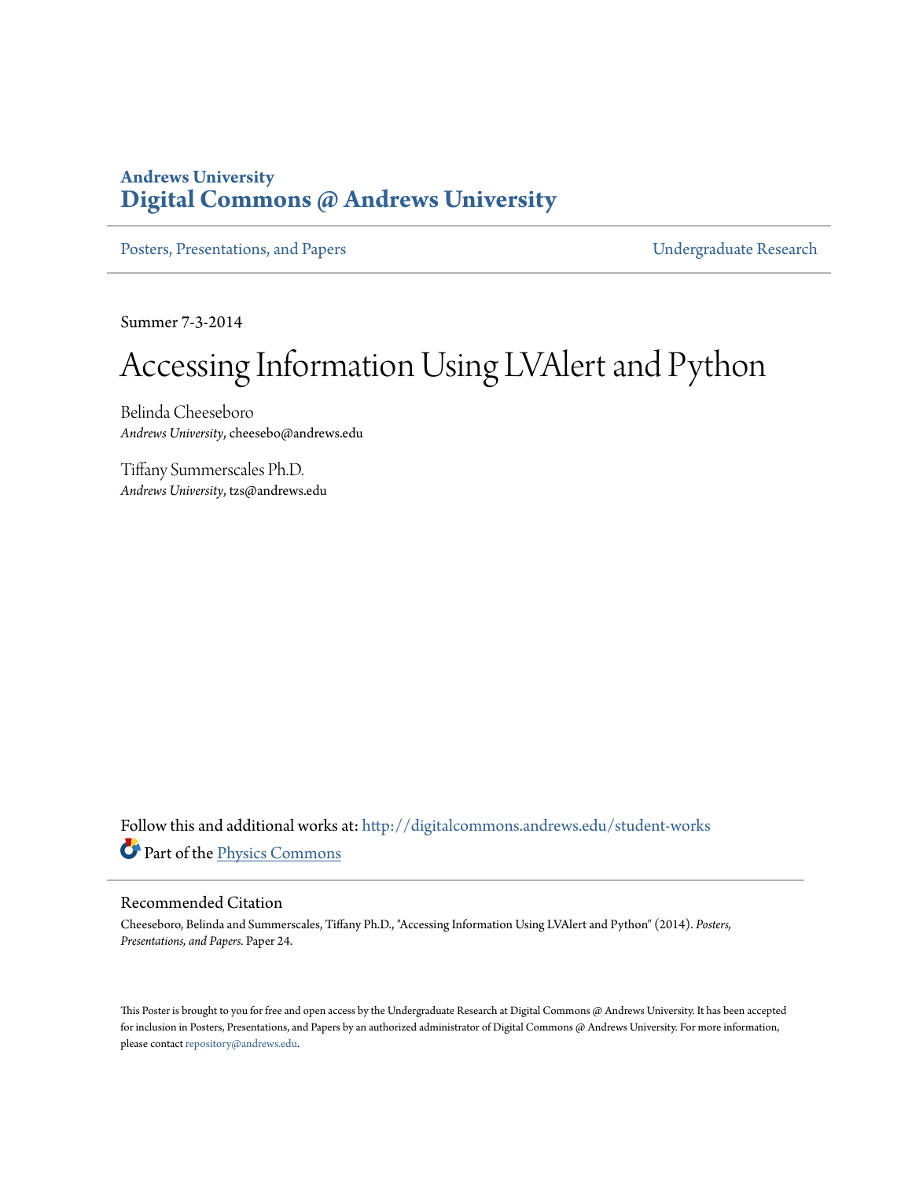**Andrews University**
**Digital Commons @ Andrews University**

Posters, Presentations, and Papers | Undergraduate Research

Summer 7-3-2014

# Accessing Information Using LVAlert and Python

Belinda Cheeseboro
*Andrews University*, cheesebo@andrews.edu

Tiffany Summerscales Ph.D.
*Andrews University*, tzs@andrews.edu

Follow this and additional works at: http://digitalcommons.andrews.edu/student-works

Part of the Physics Commons

## Recommended Citation

Cheeseboro, Belinda and Summerscales, Tiffany Ph.D., "Accessing Information Using LVAlert and Python" (2014). *Posters, Presentations, and Papers*. Paper 24.

This Poster is brought to you for free and open access by the Undergraduate Research at Digital Commons @ Andrews University. It has been accepted for inclusion in Posters, Presentations, and Papers by an authorized administrator of Digital Commons @ Andrews University. For more information, please contact repository@andrews.edu.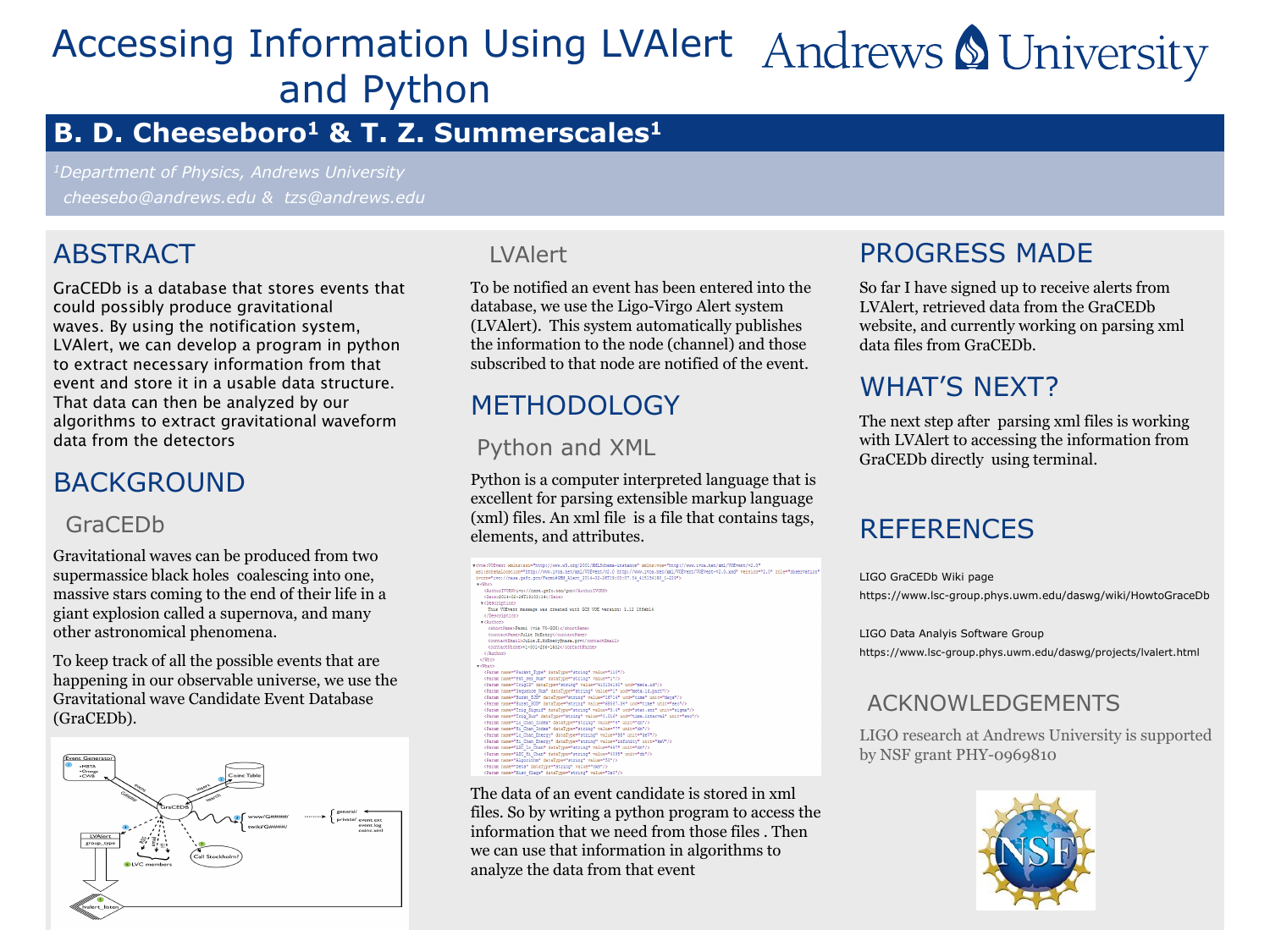# Accessing Information Using LVAlert and Python

Andrews University

**B. D. Cheeseboro[1] & T. Z. Summerscales[1]**

*[1]Department of Physics, Andrews University*
*cheesebo@andrews.edu & tzs@andrews.edu*

## ABSTRACT

GraCEDb is a database that stores events that could possibly produce gravitational waves. By using the notification system, LVAlert, we can develop a program in python to extract necessary information from that event and store it in a usable data structure. That data can then be analyzed by our algorithms to extract gravitational waveform data from the detectors

## BACKGROUND

### GraCEDb

Gravitational waves can be produced from two supermassice black holes coalescing into one, massive stars coming to the end of their life in a giant explosion called a supernova, and many other astronomical phenomena.

To keep track of all the possible events that are happening in our observable universe, we use the Gravitational wave Candidate Event Database (GraCEDb).

Event Generator
•MBTA
•Omega
•CWB

Coinc Table
GraCEDB
LVAlert
group_type
LVC members
Call Stockholm?
lvalert_listen
www/G#####/
twiki/G#####/
general/
private/
event.txt
event.log
coinc.xml

### LVAlert

To be notified an event has been entered into the database, we use the Ligo-Virgo Alert system (LVAlert). This system automatically publishes the information to the node (channel) and those subscribed to that node are notified of the event.

## METHODOLOGY

### Python and XML

Python is a computer interpreted language that is excellent for parsing extensible markup language (xml) files. An xml file is a file that contains tags, elements, and attributes.

The data of an event candidate is stored in xml files. So by writing a python program to access the information that we need from those files . Then we can use that information in algorithms to analyze the data from that event

## PROGRESS MADE

So far I have signed up to receive alerts from LVAlert, retrieved data from the GraCEDb website, and currently working on parsing xml data files from GraCEDb.

## WHAT'S NEXT?

The next step after parsing xml files is working with LVAlert to accessing the information from GraCEDb directly using terminal.

## REFERENCES

LIGO GraCEDb Wiki page
https://www.lsc-group.phys.uwm.edu/daswg/wiki/HowtoGraceDb

LIGO Data Analyis Software Group
https://www.lsc-group.phys.uwm.edu/daswg/projects/lvalert.html

## ACKNOWLEDGEMENTS

LIGO research at Andrews University is supported by NSF grant PHY-0969810